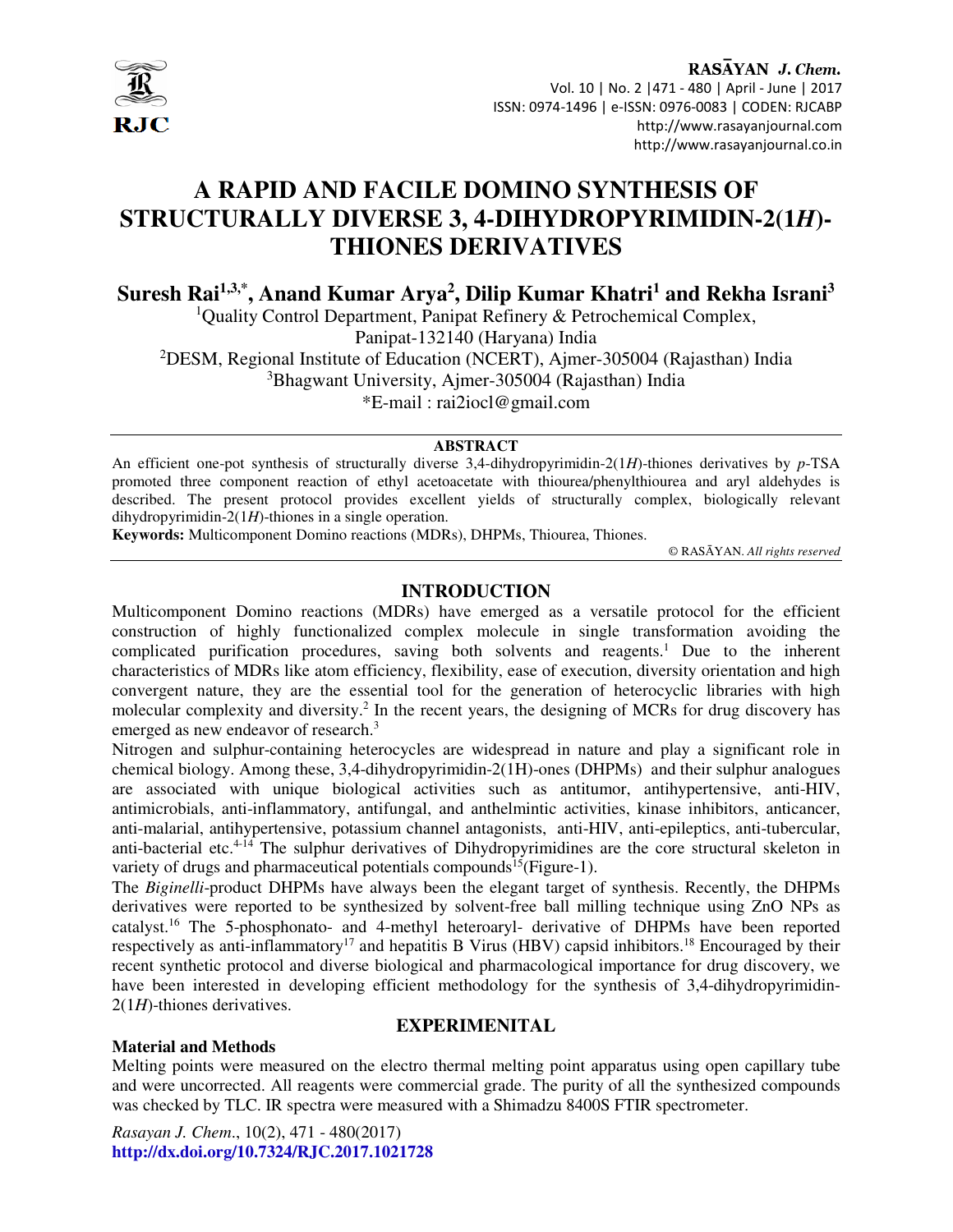# A RAPID AND FACILE DOMINO SYNTHESIS OF STRUCTURALLY DIVERSE 3, 4-DIHYDROPYRIMIDIN-2(1*H*)-THIONES DERIVATIVES

**Suresh Rai[1,3,*], Anand Kumar Arya[2], Dilip Kumar Khatri[1] and Rekha Israni[3]**

[1]Quality Control Department, Panipat Refinery & Petrochemical Complex, Panipat-132140 (Haryana) India

[2]DESM, Regional Institute of Education (NCERT), Ajmer-305004 (Rajasthan) India

[3]Bhagwant University, Ajmer-305004 (Rajasthan) India

*E-mail : rai2iocl@gmail.com

## ABSTRACT

An efficient one-pot synthesis of structurally diverse 3,4-dihydropyrimidin-2(1*H*)-thiones derivatives by *p*-TSA promoted three component reaction of ethyl acetoacetate with thiourea/phenylthiourea and aryl aldehydes is described. The present protocol provides excellent yields of structurally complex, biologically relevant dihydropyrimidin-2(1*H*)-thiones in a single operation.

**Keywords:** Multicomponent Domino reactions (MDRs), DHPMs, Thiourea, Thiones.

© RASĀYAN. *All rights reserved*

## INTRODUCTION

Multicomponent Domino reactions (MDRs) have emerged as a versatile protocol for the efficient construction of highly functionalized complex molecule in single transformation avoiding the complicated purification procedures, saving both solvents and reagents.[1] Due to the inherent characteristics of MDRs like atom efficiency, flexibility, ease of execution, diversity orientation and high convergent nature, they are the essential tool for the generation of heterocyclic libraries with high molecular complexity and diversity.[2] In the recent years, the designing of MCRs for drug discovery has emerged as new endeavor of research.[3]

Nitrogen and sulphur-containing heterocycles are widespread in nature and play a significant role in chemical biology. Among these, 3,4-dihydropyrimidin-2(1H)-ones (DHPMs) and their sulphur analogues are associated with unique biological activities such as antitumor, antihypertensive, anti-HIV, antimicrobials, anti-inflammatory, antifungal, and anthelmintic activities, kinase inhibitors, anticancer, anti-malarial, antihypertensive, potassium channel antagonists, anti-HIV, anti-epileptics, anti-tubercular, anti-bacterial etc.[4-14] The sulphur derivatives of Dihydropyrimidines are the core structural skeleton in variety of drugs and pharmaceutical potentials compounds[15](Figure-1).

The *Biginelli*-product DHPMs have always been the elegant target of synthesis. Recently, the DHPMs derivatives were reported to be synthesized by solvent-free ball milling technique using ZnO NPs as catalyst.[16] The 5-phosphonato- and 4-methyl heteroaryl- derivative of DHPMs have been reported respectively as anti-inflammatory[17] and hepatitis B Virus (HBV) capsid inhibitors.[18] Encouraged by their recent synthetic protocol and diverse biological and pharmacological importance for drug discovery, we have been interested in developing efficient methodology for the synthesis of 3,4-dihydropyrimidin-2(1*H*)-thiones derivatives.

## EXPERIMENITAL

### Material and Methods

Melting points were measured on the electro thermal melting point apparatus using open capillary tube and were uncorrected. All reagents were commercial grade. The purity of all the synthesized compounds was checked by TLC. IR spectra were measured with a Shimadzu 8400S FTIR spectrometer.

*Rasayan J. Chem.*, 10(2), 471 - 480(2017)

**http://dx.doi.org/10.7324/RJC.2017.1021728**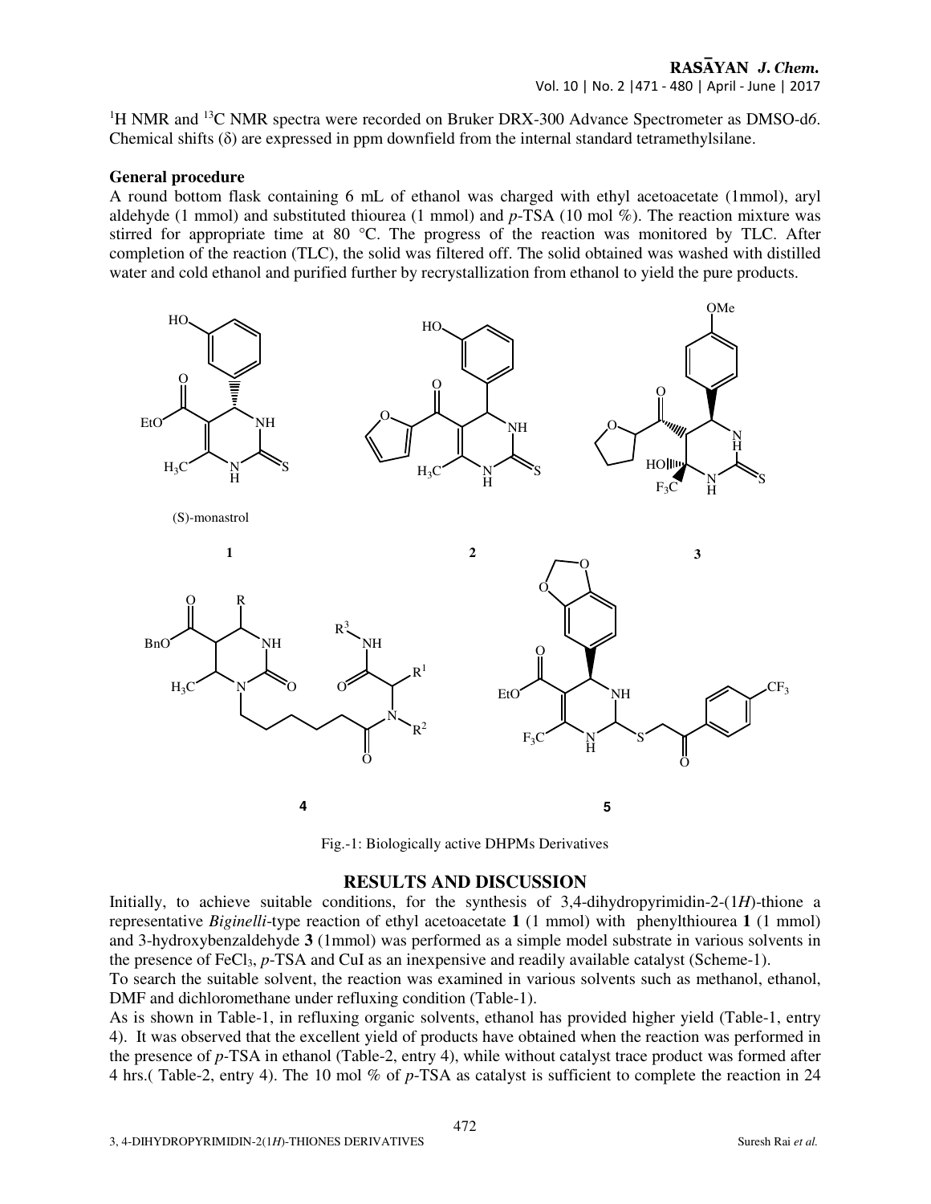$^1H$ NMR and $^{13}C$ NMR spectra were recorded on Bruker DRX-300 Advance Spectrometer as DMSO-d*6*. Chemical shifts (δ) are expressed in ppm downfield from the internal standard tetramethylsilane.

**General procedure**

A round bottom flask containing 6 mL of ethanol was charged with ethyl acetoacetate (1mmol), aryl aldehyde (1 mmol) and substituted thiourea (1 mmol) and *p*-TSA (10 mol %). The reaction mixture was stirred for appropriate time at 80 °C. The progress of the reaction was monitored by TLC. After completion of the reaction (TLC), the solid was filtered off. The solid obtained was washed with distilled water and cold ethanol and purified further by recrystallization from ethanol to yield the pure products.

Fig.-1: Biologically active DHPMs Derivatives

## RESULTS AND DISCUSSION

Initially, to achieve suitable conditions, for the synthesis of 3,4-dihydropyrimidin-2-(1*H*)-thione a representative *Biginelli*-type reaction of ethyl acetoacetate **1** (1 mmol) with phenylthiourea **1** (1 mmol) and 3-hydroxybenzaldehyde **3** (1mmol) was performed as a simple model substrate in various solvents in the presence of $FeCl_3$, *p*-TSA and CuI as an inexpensive and readily available catalyst (Scheme-1).

To search the suitable solvent, the reaction was examined in various solvents such as methanol, ethanol, DMF and dichloromethane under refluxing condition (Table-1).

As is shown in Table-1, in refluxing organic solvents, ethanol has provided higher yield (Table-1, entry 4). It was observed that the excellent yield of products have obtained when the reaction was performed in the presence of *p*-TSA in ethanol (Table-2, entry 4), while without catalyst trace product was formed after 4 hrs.( Table-2, entry 4). The 10 mol % of *p*-TSA as catalyst is sufficient to complete the reaction in 24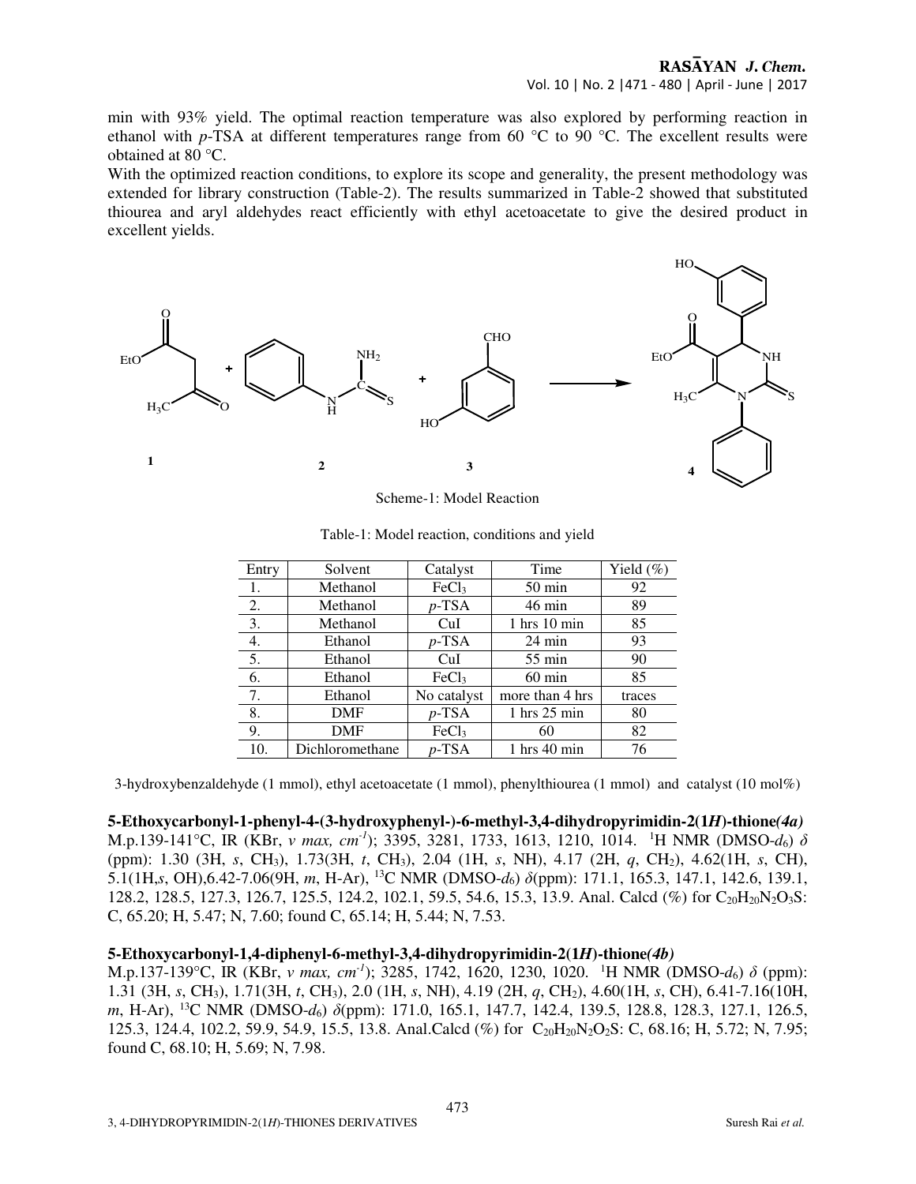min with 93% yield. The optimal reaction temperature was also explored by performing reaction in ethanol with *p*-TSA at different temperatures range from 60 °C to 90 °C. The excellent results were obtained at 80 °C.

With the optimized reaction conditions, to explore its scope and generality, the present methodology was extended for library construction (Table-2). The results summarized in Table-2 showed that substituted thiourea and aryl aldehydes react efficiently with ethyl acetoacetate to give the desired product in excellent yields.

Scheme-1: Model Reaction

Table-1: Model reaction, conditions and yield

| Entry | Solvent | Catalyst | Time | Yield (%) |
|---|---|---|---|---|
| 1. | Methanol | $FeCl_3$ | 50 min | 92 |
| 2. | Methanol | *p*-TSA | 46 min | 89 |
| 3. | Methanol | CuI | 1 hrs 10 min | 85 |
| 4. | Ethanol | *p*-TSA | 24 min | 93 |
| 5. | Ethanol | CuI | 55 min | 90 |
| 6. | Ethanol | $FeCl_3$ | 60 min | 85 |
| 7. | Ethanol | No catalyst | more than 4 hrs | traces |
| 8. | DMF | *p*-TSA | 1 hrs 25 min | 80 |
| 9. | DMF | $FeCl_3$ | 60 | 82 |
| 10. | Dichloromethane | *p*-TSA | 1 hrs 40 min | 76 |

3-hydroxybenzaldehyde (1 mmol), ethyl acetoacetate (1 mmol), phenylthiourea (1 mmol) and catalyst (10 mol%)

**5-Ethoxycarbonyl-1-phenyl-4-(3-hydroxyphenyl-)-6-methyl-3,4-dihydropyrimidin-2(1*H*)-thione*(4a)***
M.p.139-141°C, IR (KBr, *v max, cm*$^{-1}$); 3395, 3281, 1733, 1613, 1210, 1014. $^{1}$H NMR (DMSO-$d_6$) $\delta$ (ppm): 1.30 (3H, *s*, $CH_3$), 1.73(3H, *t*, $CH_3$), 2.04 (1H, *s*, NH), 4.17 (2H, *q*, $CH_2$), 4.62(1H, *s*, CH), 5.1(1H,*s*, OH),6.42-7.06(9H, *m*, H-Ar), $^{13}$C NMR (DMSO-$d_6$) $\delta$(ppm): 171.1, 165.3, 147.1, 142.6, 139.1, 128.2, 128.5, 127.3, 126.7, 125.5, 124.2, 102.1, 59.5, 54.6, 15.3, 13.9. Anal. Calcd (%) for $C_{20}H_{20}N_2O_3S$: C, 65.20; H, 5.47; N, 7.60; found C, 65.14; H, 5.44; N, 7.53.

**5-Ethoxycarbonyl-1,4-diphenyl-6-methyl-3,4-dihydropyrimidin-2(1*H*)-thione*(4b)***
M.p.137-139°C, IR (KBr, *v max, cm*$^{-1}$); 3285, 1742, 1620, 1230, 1020. $^{1}$H NMR (DMSO-$d_6$) $\delta$ (ppm): 1.31 (3H, *s*, $CH_3$), 1.71(3H, *t*, $CH_3$), 2.0 (1H, *s*, NH), 4.19 (2H, *q*, $CH_2$), 4.60(1H, *s*, CH), 6.41-7.16(10H, *m*, H-Ar), $^{13}$C NMR (DMSO-$d_6$) $\delta$(ppm): 171.0, 165.1, 147.7, 142.4, 139.5, 128.8, 128.3, 127.1, 126.5, 125.3, 124.4, 102.2, 59.9, 54.9, 15.5, 13.8. Anal.Calcd (%) for $C_{20}H_{20}N_2O_2S$: C, 68.16; H, 5.72; N, 7.95; found C, 68.10; H, 5.69; N, 7.98.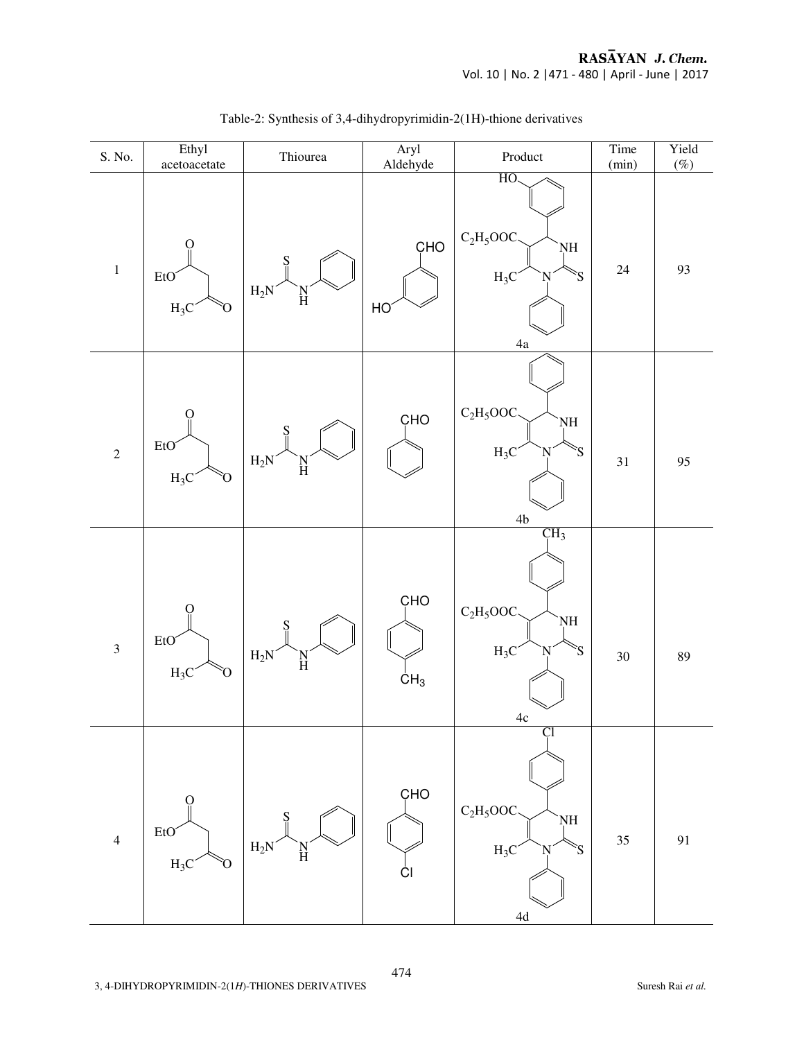Table-2: Synthesis of 3,4-dihydropyrimidin-2(1H)-thione derivatives

| S. No. | Ethyl acetoacetate | Thiourea | Aryl Aldehyde | Product | Time (min) | Yield (%) |
|---|---|---|---|---|---|---|
| 1 | EtO, O, $H_3C$, O | $H_2N$, S, N, H | CHO, HO | HO, $C_2H_5OOC$, NH, $H_3C$, N, S 4a | 24 | 93 |
| 2 | EtO, O, $H_3C$, O | $H_2N$, S, N, H | CHO | $C_2H_5OOC$, NH, $H_3C$, N, S 4b | 31 | 95 |
| 3 | EtO, O, $H_3C$, O | $H_2N$, S, N, H | CHO, $CH_3$ | $CH_3$, $C_2H_5OOC$, NH, $H_3C$, N, S 4c | 30 | 89 |
| 4 | EtO, O, $H_3C$, O | $H_2N$, S, N, H | CHO, Cl | Cl, $C_2H_5OOC$, NH, $H_3C$, N, S 4d | 35 | 91 |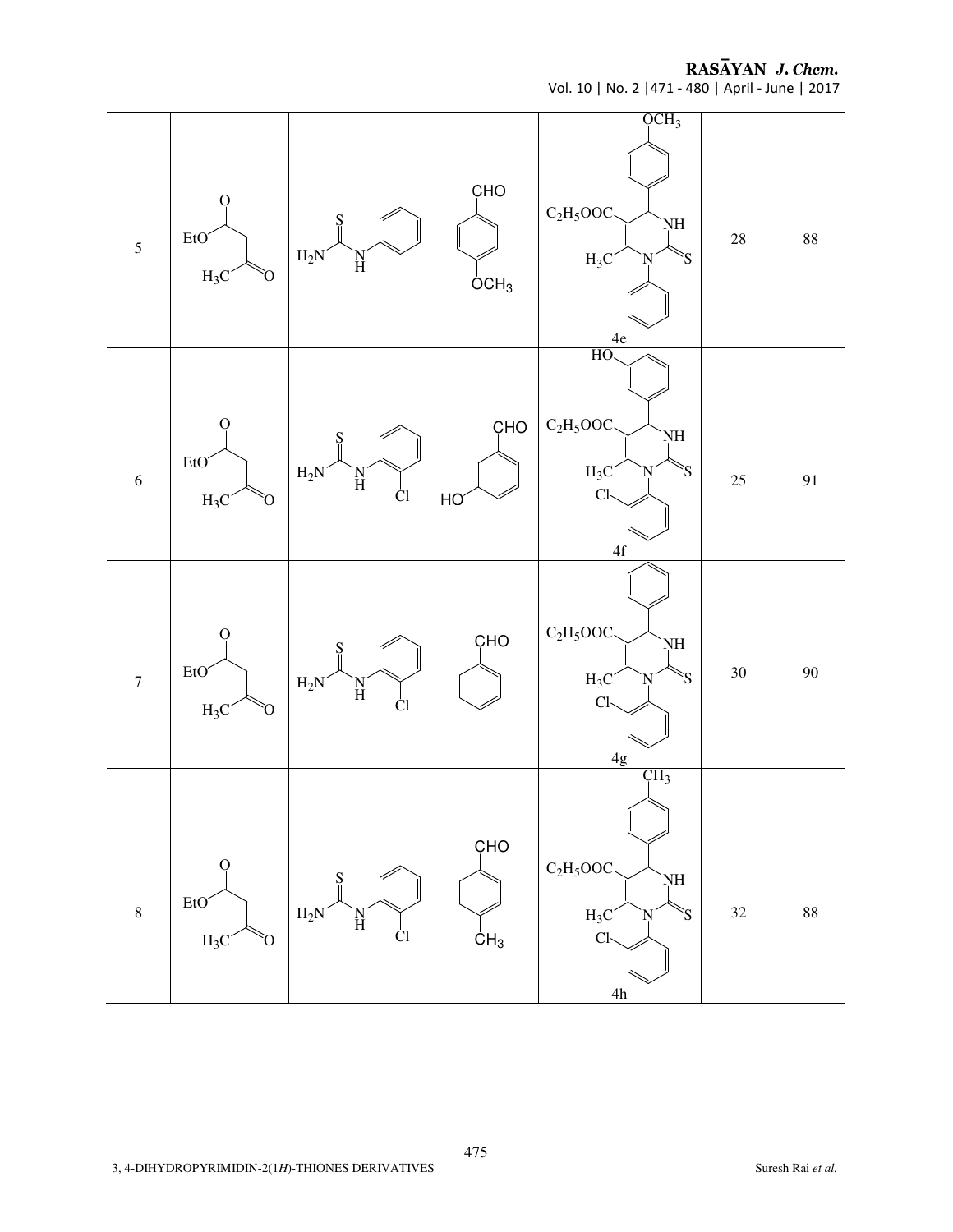| 5 | EtO(C=O)CH$_2$C(=O)H$_3$C | $H_2N$-C(=S)-NH-Ph | 4-$OCH_3$-C$_6$H$_4$-CHO | 4e | 28 | 88 |
|---|---|---|---|---|---|---|
| 6 | EtO(C=O)CH$_2$C(=O)H$_3$C | $H_2N$-C(=S)-NH-(2-Cl-C$_6$H$_4$) | 3-HO-C$_6$H$_4$-CHO | 4f | 25 | 91 |
| 7 | EtO(C=O)CH$_2$C(=O)H$_3$C | $H_2N$-C(=S)-NH-(2-Cl-C$_6$H$_4$) | C$_6$H$_5$-CHO | 4g | 30 | 90 |
| 8 | EtO(C=O)CH$_2$C(=O)H$_3$C | $H_2N$-C(=S)-NH-(2-Cl-C$_6$H$_4$) | 4-$CH_3$-C$_6$H$_4$-CHO | 4h | 32 | 88 |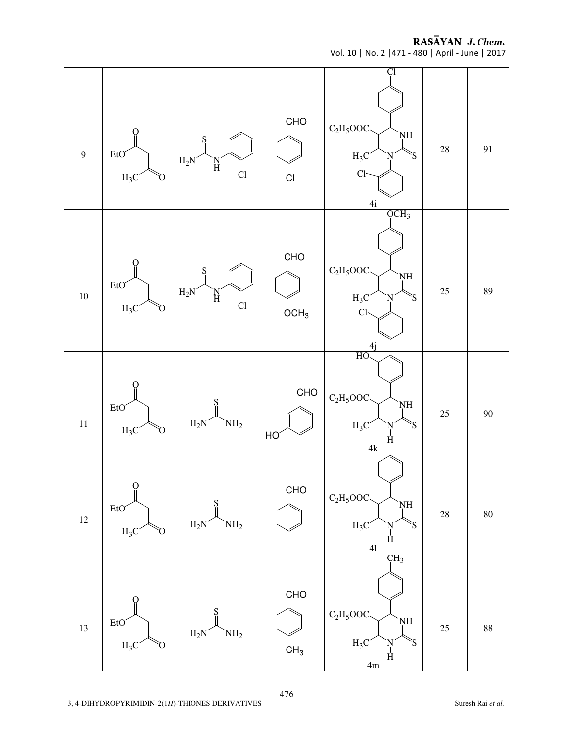| 9 | EtO(C=O)CH$_2$C(=O)CH$_3$ | $H_2N$C(=S)NH-(2-Cl-$C_6H_4$) | 4-Cl-$C_6H_4$CHO | 4i | 28 | 91 |
|---|---|---|---|---|---|---|
| 10 | EtO(C=O)CH$_2$C(=O)CH$_3$ | $H_2N$C(=S)NH-(2-Cl-$C_6H_4$) | 4-$OCH_3$-$C_6H_4$CHO | 4j | 25 | 89 |
| 11 | EtO(C=O)CH$_2$C(=O)CH$_3$ | $H_2N$C(=S)$NH_2$ | 3-HO-$C_6H_4$CHO | 4k | 25 | 90 |
| 12 | EtO(C=O)CH$_2$C(=O)CH$_3$ | $H_2N$C(=S)$NH_2$ | $C_6H_5$CHO | 4l | 28 | 80 |
| 13 | EtO(C=O)CH$_2$C(=O)CH$_3$ | $H_2N$C(=S)$NH_2$ | 4-$CH_3$-$C_6H_4$CHO | 4m | 25 | 88 |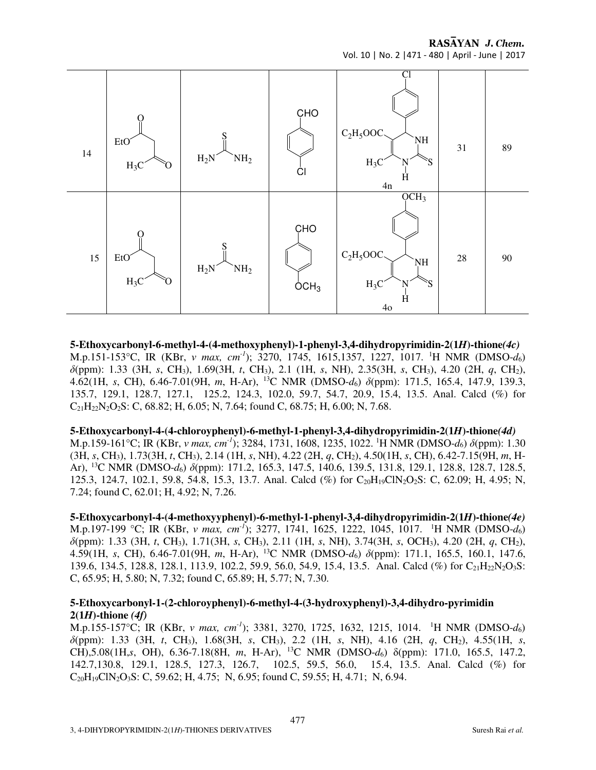| 14 | EtO(C=O)CH$_2$C(=O)CH$_3$ | $H_2N$C(=S)$NH_2$ | 4-Cl-C$_6$H$_4$-CHO | 4n | 31 | 89 |
|---|---|---|---|---|---|---|
| 15 | EtO(C=O)CH$_2$C(=O)CH$_3$ | $H_2N$C(=S)$NH_2$ | 4-OCH$_3$-C$_6$H$_4$-CHO | 4o | 28 | 90 |

**5-Ethoxycarbonyl-6-methyl-4-(4-methoxyphenyl)-1-phenyl-3,4-dihydropyrimidin-2(1*H*)-thione*(4c)***
M.p.151-153°C, IR (KBr, *v max, cm*$^{-1}$); 3270, 1745, 1615,1357, 1227, 1017. $^{1}$H NMR (DMSO-$d_6$) $\delta$(ppm): 1.33 (3H, *s*, CH$_3$), 1.69(3H, *t*, CH$_3$), 2.1 (1H, *s*, NH), 2.35(3H, *s*, CH$_3$), 4.20 (2H, *q*, CH$_2$), 4.62(1H, *s*, CH), 6.46-7.01(9H, *m*, H-Ar), $^{13}$C NMR (DMSO-$d_6$) $\delta$(ppm): 171.5, 165.4, 147.9, 139.3, 135.7, 129.1, 128.7, 127.1, 125.2, 124.3, 102.0, 59.7, 54.7, 20.9, 15.4, 13.5. Anal. Calcd (%) for $C_{21}H_{22}N_2O_2S$: C, 68.82; H, 6.05; N, 7.64; found C, 68.75; H, 6.00; N, 7.68.

**5-Ethoxycarbonyl-4-(4-chloroyphenyl)-6-methyl-1-phenyl-3,4-dihydropyrimidin-2(1*H*)-thione*(4d)***
M.p.159-161°C; IR (KBr, *v max, cm*$^{-1}$); 3284, 1731, 1608, 1235, 1022. $^{1}$H NMR (DMSO-$d_6$) $\delta$(ppm): 1.30 (3H, *s*, CH$_3$), 1.73(3H, *t*, CH$_3$), 2.14 (1H, *s*, NH), 4.22 (2H, *q*, CH$_2$), 4.50(1H, *s*, CH), 6.42-7.15(9H, *m*, H-Ar), $^{13}$C NMR (DMSO-$d_6$) $\delta$(ppm): 171.2, 165.3, 147.5, 140.6, 139.5, 131.8, 129.1, 128.8, 128.7, 128.5, 125.3, 124.7, 102.1, 59.8, 54.8, 15.3, 13.7. Anal. Calcd (%) for $C_{20}H_{19}ClN_2O_2S$: C, 62.09; H, 4.95; N, 7.24; found C, 62.01; H, 4.92; N, 7.26.

**5-Ethoxycarbonyl-4-(4-methoxyyphenyl)-6-methyl-1-phenyl-3,4-dihydropyrimidin-2(1*H*)-thione*(4e)***
M.p.197-199 °C; IR (KBr, *v max, cm*$^{-1}$); 3277, 1741, 1625, 1222, 1045, 1017. $^{1}$H NMR (DMSO-$d_6$) $\delta$(ppm): 1.33 (3H, *t*, CH$_3$), 1.71(3H, *s*, CH$_3$), 2.11 (1H, *s*, NH), 3.74(3H, *s*, OCH$_3$), 4.20 (2H, *q*, CH$_2$), 4.59(1H, *s*, CH), 6.46-7.01(9H, *m*, H-Ar), $^{13}$C NMR (DMSO-$d_6$) $\delta$(ppm): 171.1, 165.5, 160.1, 147.6, 139.6, 134.5, 128.8, 128.1, 113.9, 102.2, 59.9, 56.0, 54.9, 15.4, 13.5. Anal. Calcd (%) for $C_{21}H_{22}N_2O_3S$: C, 65.95; H, 5.80; N, 7.32; found C, 65.89; H, 5.77; N, 7.30.

**5-Ethoxycarbonyl-1-(2-chloroyphenyl)-6-methyl-4-(3-hydroxyphenyl)-3,4-dihydro-pyrimidin 2(1*H*)-thione *(4f)***
M.p.155-157°C; IR (KBr, *v max, cm*$^{-1}$); 3381, 3270, 1725, 1632, 1215, 1014. $^{1}$H NMR (DMSO-$d_6$) $\delta$(ppm): 1.33 (3H, *t*, CH$_3$), 1.68(3H, *s*, CH$_3$), 2.2 (1H, *s*, NH), 4.16 (2H, *q*, CH$_2$), 4.55(1H, *s*, CH),5.08(1H,*s*, OH), 6.36-7.18(8H, *m*, H-Ar), $^{13}$C NMR (DMSO-$d_6$) $\delta$(ppm): 171.0, 165.5, 147.2, 142.7,130.8, 129.1, 128.5, 127.3, 126.7, 102.5, 59.5, 56.0, 15.4, 13.5. Anal. Calcd (%) for $C_{20}H_{19}ClN_2O_3S$: C, 59.62; H, 4.75; N, 6.95; found C, 59.55; H, 4.71; N, 6.94.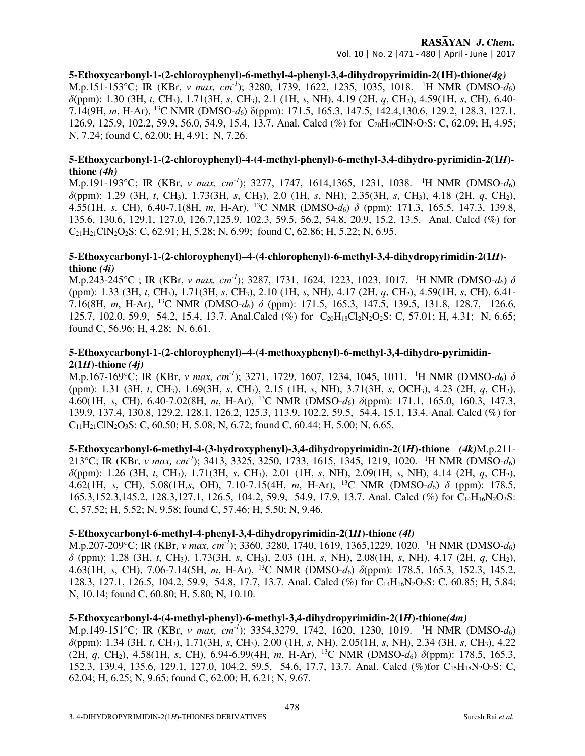**5-Ethoxycarbonyl-1-(2-chloroyphenyl)-6-methyl-4-phenyl-3,4-dihydropyrimidin-2(1H)-thione*(4g)***

M.p.151-153°C; IR (KBr, *v max, cm$^{-1}$*); 3280, 1739, 1622, 1235, 1035, 1018. $^1$H NMR (DMSO-$d_6$) *δ*(ppm): 1.30 (3H, *t*, $CH_3$), 1.71(3H, *s*, $CH_3$), 2.1 (1H, *s*, NH), 4.19 (2H, *q*, $CH_2$), 4.59(1H, *s*, CH), 6.40-7.14(9H, *m*, H-Ar), $^{13}$C NMR (DMSO-$d_6$) δ(ppm): 171.5, 165.3, 147.5, 142.4,130.6, 129.2, 128.3, 127.1, 126.9, 125.9, 102.2, 59.9, 56.0, 54.9, 15.4, 13.7. Anal. Calcd (%) for $C_{20}H_{19}ClN_2O_2S$: C, 62.09; H, 4.95; N, 7.24; found C, 62.00; H, 4.91; N, 7.26.

**5-Ethoxycarbonyl-1-(2-chloroyphenyl)-4-(4-methyl-phenyl)-6-methyl-3,4-dihydro-pyrimidin-2(1*H*)-thione *(4h)***

M.p.191-193°C; IR (KBr, *v max, cm$^{-1}$*); 3277, 1747, 1614,1365, 1231, 1038. $^1$H NMR (DMSO-$d_6$) *δ*(ppm): 1.29 (3H, *t*, $CH_3$), 1.73(3H, *s*, $CH_3$), 2.0 (1H, *s*, NH), 2.35(3H, *s*, $CH_3$), 4.18 (2H, *q*, $CH_2$), 4.55(1H, *s*, CH), 6.40-7.1(8H, *m*, H-Ar), $^{13}$C NMR (DMSO-$d_6$) *δ* (ppm): 171.3, 165.5, 147.3, 139.8, 135.6, 130.6, 129.1, 127.0, 126.7,125.9, 102.3, 59.5, 56.2, 54.8, 20.9, 15.2, 13.5. Anal. Calcd (%) for $C_{21}H_{21}ClN_2O_2S$: C, 62.91; H, 5.28; N, 6.99; found C, 62.86; H, 5.22; N, 6.95.

**5-Ethoxycarbonyl-1-(2-chloroyphenyl)–4-(4-chlorophenyl)-6-methyl-3,4-dihydropyrimidin-2(1*H*)-thione *(4i)***

M.p.243-245°C ; IR (KBr, *v max, cm$^{-1}$*); 3287, 1731, 1624, 1223, 1023, 1017. $^1$H NMR (DMSO-$d_6$) *δ* (ppm): 1.33 (3H, *t*, $CH_3$), 1.71(3H, *s*, $CH_3$), 2.10 (1H, *s*, NH), 4.17 (2H, *q*, $CH_2$), 4.59(1H, *s*, CH), 6.41-7.16(8H, *m*, H-Ar), $^{13}$C NMR (DMSO-$d_6$) *δ* (ppm): 171.5, 165.3, 147.5, 139.5, 131.8, 128.7, 126.6, 125.7, 102.0, 59.9, 54.2, 15.4, 13.7. Anal.Calcd (%) for $C_{20}H_{18}Cl_2N_2O_2S$: C, 57.01; H, 4.31; N, 6.65; found C, 56.96; H, 4.28; N, 6.61.

**5-Ethoxycarbonyl-1-(2-chloroyphenyl)–4-(4-methoxyphenyl)-6-methyl-3,4-dihydro-pyrimidin-2(1*H*)-thione *(4j)***

M.p.167-169°C; IR (KBr, *v max, cm$^{-1}$*); 3271, 1729, 1607, 1234, 1045, 1011. $^1$H NMR (DMSO-$d_6$) *δ* (ppm): 1.31 (3H, *t*, $CH_3$), 1.69(3H, *s*, $CH_3$), 2.15 (1H, *s*, NH), 3.71(3H, *s*, $OCH_3$), 4.23 (2H, *q*, $CH_2$), 4.60(1H, *s*, CH), 6.40-7.02(8H, *m*, H-Ar), $^{13}$C NMR (DMSO-$d_6$) *δ*(ppm): 171.1, 165.0, 160.3, 147.3, 139.9, 137.4, 130.8, 129.2, 128.1, 126.2, 125.3, 113.9, 102.2, 59.5, 54.4, 15.1, 13.4. Anal. Calcd (%) for $C_{11}H_{21}ClN_2O_3S$: C, 60.50; H, 5.08; N, 6.72; found C, 60.44; H, 5.00; N, 6.65.

**5-Ethoxycarbonyl-6-methyl-4-(3-hydroxyphenyl)-3,4-dihydropyrimidin-2(1*H*)-thione** ***(4k)***M.p.211-213°C; IR (KBr, *v max, cm$^{-1}$*); 3413, 3325, 3250, 1733, 1615, 1345, 1219, 1020. $^1$H NMR (DMSO-$d_6$) *δ*(ppm): 1.26 (3H, *t*, $CH_3$), 1.71(3H, *s*, $CH_3$), 2.01 (1H, *s*, NH), 2.09(1H, *s*, NH), 4.14 (2H, *q*, $CH_2$), 4.62(1H, *s*, CH), 5.08(1H,*s*, OH), 7.10-7.15(4H, *m*, H-Ar), $^{13}$C NMR (DMSO-$d_6$) *δ* (ppm): 178.5, 165.3,152.3,145.2, 128.3,127.1, 126.5, 104.2, 59.9, 54.9, 17.9, 13.7. Anal. Calcd (%) for $C_{14}H_{16}N_2O_3S$: C, 57.52; H, 5.52; N, 9.58; found C, 57.46; H, 5.50; N, 9.46.

**5-Ethoxycarbonyl-6-methyl-4-phenyl-3,4-dihydropyrimidin-2(1*H*)-thione *(4l)***

M.p.207-209°C; IR (KBr, *v max, cm$^{-1}$*); 3360, 3280, 1740, 1619, 1365,1229, 1020. $^1$H NMR (DMSO-$d_6$) *δ* (ppm): 1.28 (3H, *t*, $CH_3$), 1.73(3H, *s*, $CH_3$), 2.03 (1H, *s*, NH), 2.08(1H, *s*, NH), 4.17 (2H, *q*, $CH_2$), 4.63(1H, *s*, CH), 7.06-7.14(5H, *m*, H-Ar), $^{13}$C NMR (DMSO-$d_6$) *δ*(ppm): 178.5, 165.3, 152.3, 145.2, 128.3, 127.1, 126.5, 104.2, 59.9, 54.8, 17.7, 13.7. Anal. Calcd (%) for $C_{14}H_{16}N_2O_2S$: C, 60.85; H, 5.84; N, 10.14; found C, 60.80; H, 5.80; N, 10.10.

**5-Ethoxycarbonyl-4-(4-methyl-phenyl)-6-methyl-3,4-dihydropyrimidin-2(1*H*)-thione*(4m)***

M.p.149-151°C; IR (KBr, *v max, cm$^{-1}$*); 3354,3279, 1742, 1620, 1230, 1019. $^1$H NMR (DMSO-$d_6$) *δ*(ppm): 1.34 (3H, *t*, $CH_3$), 1.71(3H, *s*, $CH_3$), 2.00 (1H, *s*, NH), 2.05(1H, *s*, NH), 2.34 (3H, *s*, $CH_3$), 4.22 (2H, *q*, $CH_2$), 4.58(1H, *s*, CH), 6.94-6.99(4H, *m*, H-Ar), $^{13}$C NMR (DMSO-$d_6$) *δ*(ppm): 178.5, 165.3, 152.3, 139.4, 135.6, 129.1, 127.0, 104.2, 59.5, 54.6, 17.7, 13.7. Anal. Calcd (%)for $C_{15}H_{18}N_2O_2S$: C, 62.04; H, 6.25; N, 9.65; found C, 62.00; H, 6.21; N, 9.67.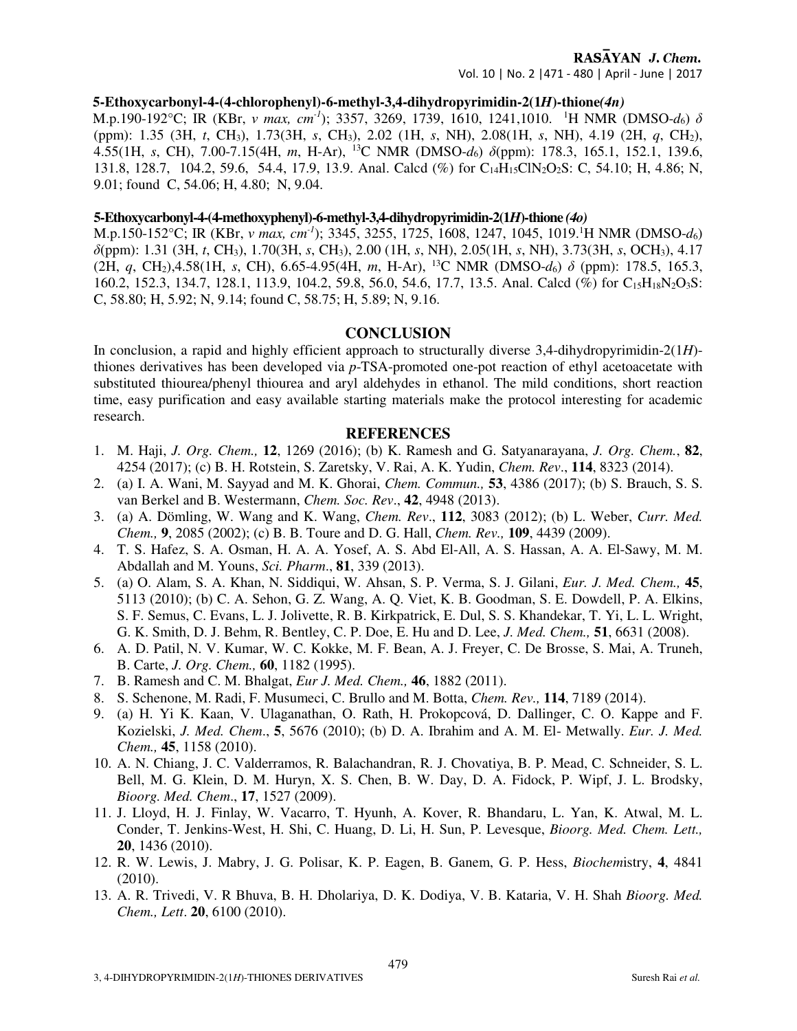**5-Ethoxycarbonyl-4-(4-chlorophenyl)-6-methyl-3,4-dihydropyrimidin-2(1*H*)-thione*(4n)***

M.p.190-192°C; IR (KBr, *v max, cm$^{-1}$*); 3357, 3269, 1739, 1610, 1241,1010. $^{1}$H NMR (DMSO-$d_6$) $\delta$ (ppm): 1.35 (3H, *t*, $CH_3$), 1.73(3H, *s*, $CH_3$), 2.02 (1H, *s*, NH), 2.08(1H, *s*, NH), 4.19 (2H, *q*, $CH_2$), 4.55(1H, *s*, CH), 7.00-7.15(4H, *m*, H-Ar), $^{13}$C NMR (DMSO-$d_6$) $\delta$(ppm): 178.3, 165.1, 152.1, 139.6, 131.8, 128.7, 104.2, 59.6, 54.4, 17.9, 13.9. Anal. Calcd (%) for $C_{14}H_{15}ClN_2O_2S$: C, 54.10; H, 4.86; N, 9.01; found C, 54.06; H, 4.80; N, 9.04.

**5-Ethoxycarbonyl-4-(4-methoxyphenyl)-6-methyl-3,4-dihydropyrimidin-2(1*H*)-thione *(4o)***

M.p.150-152°C; IR (KBr, *v max, cm$^{-1}$*); 3345, 3255, 1725, 1608, 1247, 1045, 1019.$^{1}$H NMR (DMSO-$d_6$) $\delta$(ppm): 1.31 (3H, *t*, $CH_3$), 1.70(3H, *s*, $CH_3$), 2.00 (1H, *s*, NH), 2.05(1H, *s*, NH), 3.73(3H, *s*, $OCH_3$), 4.17 (2H, *q*, $CH_2$),4.58(1H, *s*, CH), 6.65-4.95(4H, *m*, H-Ar), $^{13}$C NMR (DMSO-$d_6$) $\delta$ (ppm): 178.5, 165.3, 160.2, 152.3, 134.7, 128.1, 113.9, 104.2, 59.8, 56.0, 54.6, 17.7, 13.5. Anal. Calcd (%) for $C_{15}H_{18}N_2O_3S$: C, 58.80; H, 5.92; N, 9.14; found C, 58.75; H, 5.89; N, 9.16.

## CONCLUSION

In conclusion, a rapid and highly efficient approach to structurally diverse 3,4-dihydropyrimidin-2(1*H*)-thiones derivatives has been developed via *p*-TSA-promoted one-pot reaction of ethyl acetoacetate with substituted thiourea/phenyl thiourea and aryl aldehydes in ethanol. The mild conditions, short reaction time, easy purification and easy available starting materials make the protocol interesting for academic research.

## REFERENCES

1. M. Haji, *J. Org. Chem.,* **12**, 1269 (2016); (b) K. Ramesh and G. Satyanarayana, *J. Org. Chem.*, **82**, 4254 (2017); (c) B. H. Rotstein, S. Zaretsky, V. Rai, A. K. Yudin, *Chem. Rev*., **114**, 8323 (2014).
2. (a) I. A. Wani, M. Sayyad and M. K. Ghorai, *Chem. Commun.,* **53**, 4386 (2017); (b) S. Brauch, S. S. van Berkel and B. Westermann, *Chem. Soc. Rev*., **42**, 4948 (2013).
3. (a) A. Dömling, W. Wang and K. Wang, *Chem. Rev*., **112**, 3083 (2012); (b) L. Weber, *Curr. Med. Chem.,* **9**, 2085 (2002); (c) B. B. Toure and D. G. Hall, *Chem. Rev.,* **109**, 4439 (2009).
4. T. S. Hafez, S. A. Osman, H. A. A. Yosef, A. S. Abd El-All, A. S. Hassan, A. A. El-Sawy, M. M. Abdallah and M. Youns, *Sci. Pharm*., **81**, 339 (2013).
5. (a) O. Alam, S. A. Khan, N. Siddiqui, W. Ahsan, S. P. Verma, S. J. Gilani, *Eur. J. Med. Chem.,* **45**, 5113 (2010); (b) C. A. Sehon, G. Z. Wang, A. Q. Viet, K. B. Goodman, S. E. Dowdell, P. A. Elkins, S. F. Semus, C. Evans, L. J. Jolivette, R. B. Kirkpatrick, E. Dul, S. S. Khandekar, T. Yi, L. L. Wright, G. K. Smith, D. J. Behm, R. Bentley, C. P. Doe, E. Hu and D. Lee, *J. Med. Chem.,* **51**, 6631 (2008).
6. A. D. Patil, N. V. Kumar, W. C. Kokke, M. F. Bean, A. J. Freyer, C. De Brosse, S. Mai, A. Truneh, B. Carte, *J. Org. Chem.,* **60**, 1182 (1995).
7. B. Ramesh and C. M. Bhalgat, *Eur J. Med. Chem.,* **46**, 1882 (2011).
8. S. Schenone, M. Radi, F. Musumeci, C. Brullo and M. Botta, *Chem. Rev.,* **114**, 7189 (2014).
9. (a) H. Yi K. Kaan, V. Ulaganathan, O. Rath, H. Prokopcová, D. Dallinger, C. O. Kappe and F. Kozielski, *J. Med. Chem*., **5**, 5676 (2010); (b) D. A. Ibrahim and A. M. El- Metwally. *Eur. J. Med. Chem.,* **45**, 1158 (2010).
10. A. N. Chiang, J. C. Valderramos, R. Balachandran, R. J. Chovatiya, B. P. Mead, C. Schneider, S. L. Bell, M. G. Klein, D. M. Huryn, X. S. Chen, B. W. Day, D. A. Fidock, P. Wipf, J. L. Brodsky, *Bioorg. Med. Chem*., **17**, 1527 (2009).
11. J. Lloyd, H. J. Finlay, W. Vacarro, T. Hyunh, A. Kover, R. Bhandaru, L. Yan, K. Atwal, M. L. Conder, T. Jenkins-West, H. Shi, C. Huang, D. Li, H. Sun, P. Levesque, *Bioorg. Med. Chem. Lett.,* **20**, 1436 (2010).
12. R. W. Lewis, J. Mabry, J. G. Polisar, K. P. Eagen, B. Ganem, G. P. Hess, *Biochem*istry, **4**, 4841 (2010).
13. A. R. Trivedi, V. R Bhuva, B. H. Dholariya, D. K. Dodiya, V. B. Kataria, V. H. Shah *Bioorg. Med. Chem., Lett*. **20**, 6100 (2010).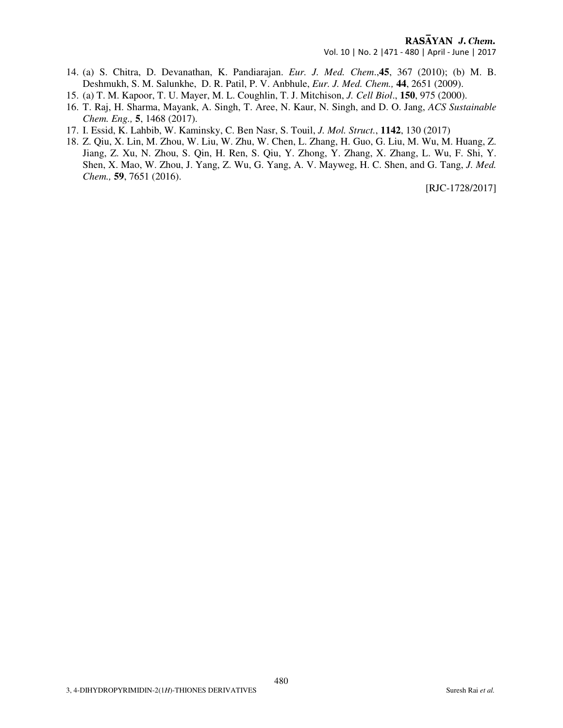14. (a) S. Chitra, D. Devanathan, K. Pandiarajan. *Eur. J. Med. Chem*.,**45**, 367 (2010); (b) M. B. Deshmukh, S. M. Salunkhe, D. R. Patil, P. V. Anbhule, *Eur. J. Med. Chem.,* **44**, 2651 (2009).
15. (a) T. M. Kapoor, T. U. Mayer, M. L. Coughlin, T. J. Mitchison, *J. Cell Biol*., **150**, 975 (2000).
16. T. Raj, H. Sharma, Mayank, A. Singh, T. Aree, N. Kaur, N. Singh, and D. O. Jang, *ACS Sustainable Chem. Eng.,* **5**, 1468 (2017).
17. I. Essid, K. Lahbib, W. Kaminsky, C. Ben Nasr, S. Touil, *J. Mol. Struct.*, **1142**, 130 (2017)
18. Z. Qiu, X. Lin, M. Zhou, W. Liu, W. Zhu, W. Chen, L. Zhang, H. Guo, G. Liu, M. Wu, M. Huang, Z. Jiang, Z. Xu, N. Zhou, S. Qin, H. Ren, S. Qiu, Y. Zhong, Y. Zhang, X. Zhang, L. Wu, F. Shi, Y. Shen, X. Mao, W. Zhou, J. Yang, Z. Wu, G. Yang, A. V. Mayweg, H. C. Shen, and G. Tang, *J. Med. Chem.,* **59**, 7651 (2016).

[RJC-1728/2017]